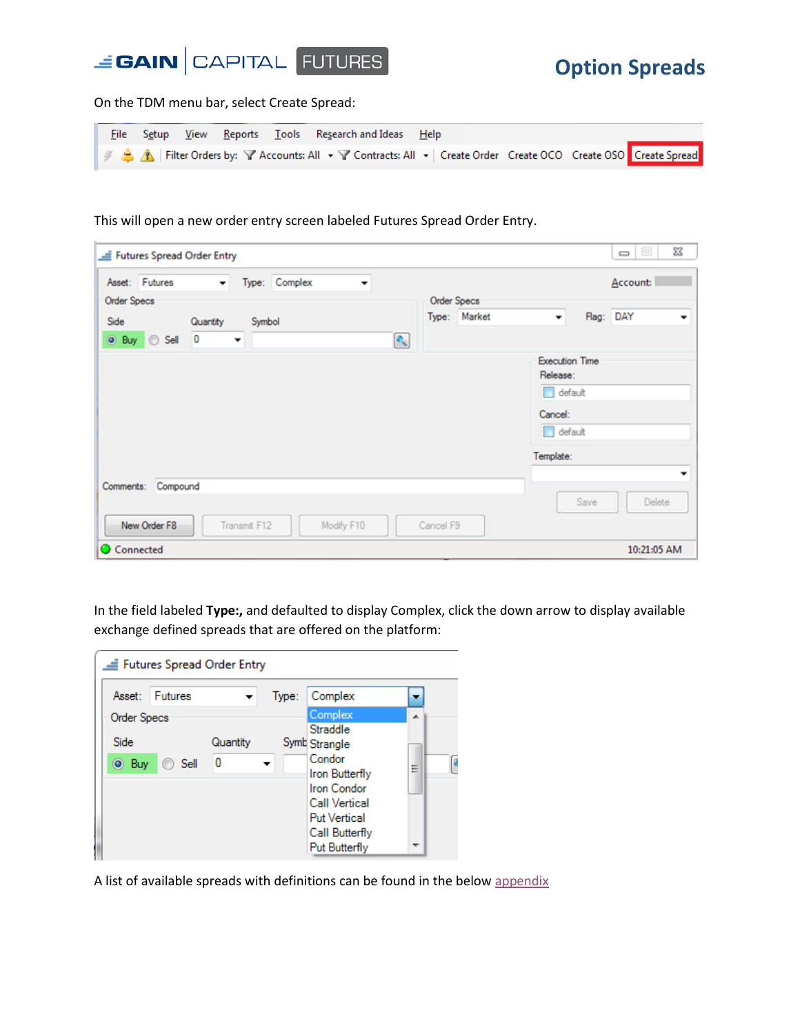# Option Spreads

On the TDM menu bar, select Create Spread:

This will open a new order entry screen labeled Futures Spread Order Entry.

In the field labeled **Type:,** and defaulted to display Complex, click the down arrow to display available exchange defined spreads that are offered on the platform:

A list of available spreads with definitions can be found in the below appendix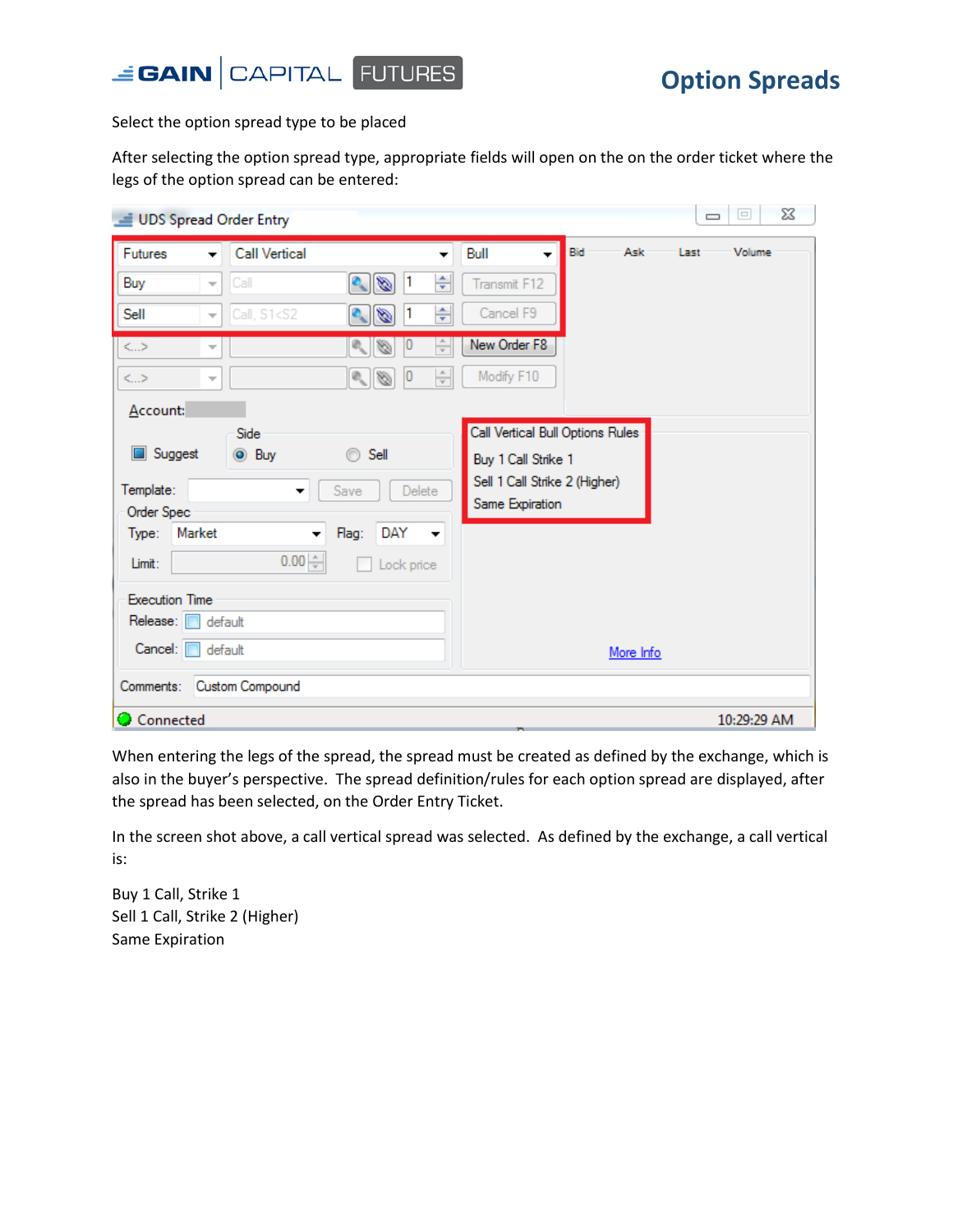Select the option spread type to be placed

After selecting the option spread type, appropriate fields will open on the on the order ticket where the legs of the option spread can be entered:

When entering the legs of the spread, the spread must be created as defined by the exchange, which is also in the buyer's perspective. The spread definition/rules for each option spread are displayed, after the spread has been selected, on the Order Entry Ticket.

In the screen shot above, a call vertical spread was selected. As defined by the exchange, a call vertical is:

Buy 1 Call, Strike 1
Sell 1 Call, Strike 2 (Higher)
Same Expiration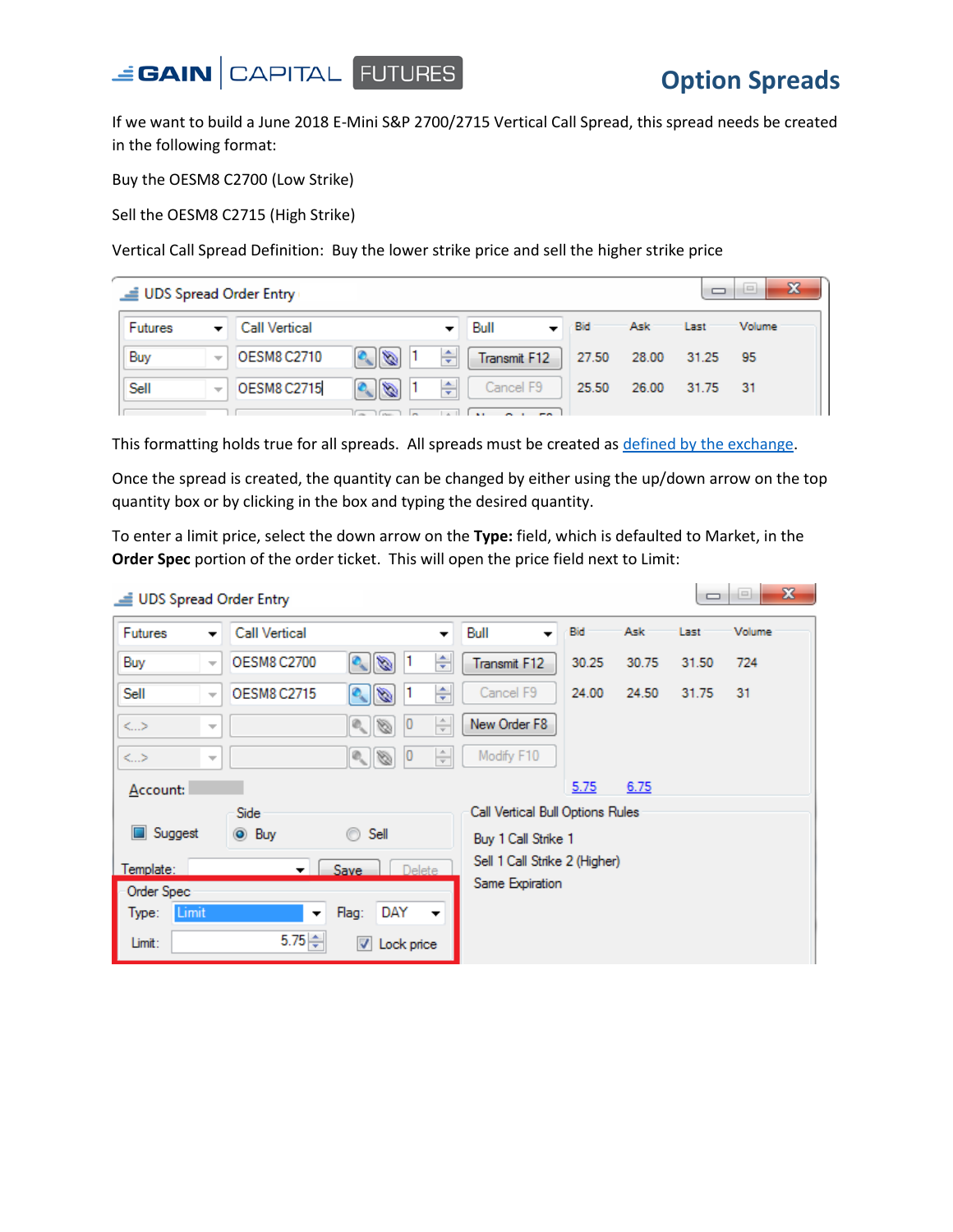# Option Spreads

If we want to build a June 2018 E-Mini S&P 2700/2715 Vertical Call Spread, this spread needs be created in the following format:

Buy the OESM8 C2700 (Low Strike)

Sell the OESM8 C2715 (High Strike)

Vertical Call Spread Definition: Buy the lower strike price and sell the higher strike price

This formatting holds true for all spreads. All spreads must be created as [defined by the exchange](#).

Once the spread is created, the quantity can be changed by either using the up/down arrow on the top quantity box or by clicking in the box and typing the desired quantity.

To enter a limit price, select the down arrow on the **Type:** field, which is defaulted to Market, in the **Order Spec** portion of the order ticket. This will open the price field next to Limit: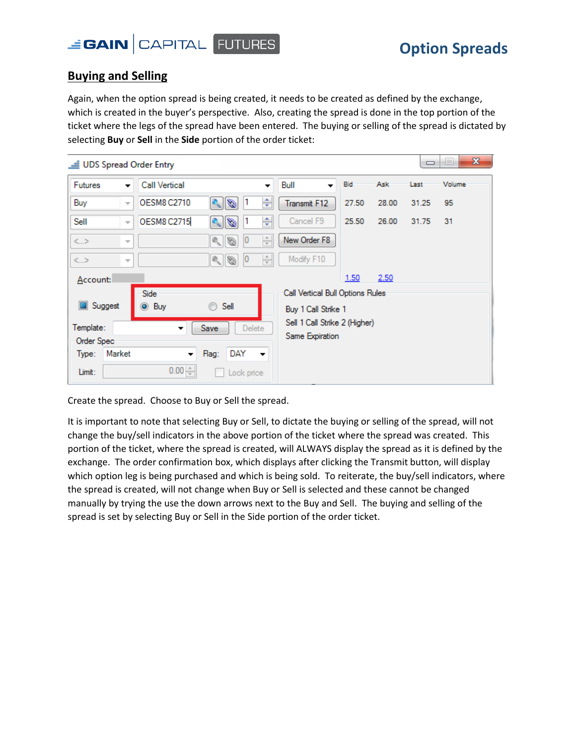## Buying and Selling

Again, when the option spread is being created, it needs to be created as defined by the exchange, which is created in the buyer's perspective. Also, creating the spread is done in the top portion of the ticket where the legs of the spread have been entered. The buying or selling of the spread is dictated by selecting **Buy** or **Sell** in the **Side** portion of the order ticket:

Create the spread. Choose to Buy or Sell the spread.

It is important to note that selecting Buy or Sell, to dictate the buying or selling of the spread, will not change the buy/sell indicators in the above portion of the ticket where the spread was created. This portion of the ticket, where the spread is created, will ALWAYS display the spread as it is defined by the exchange. The order confirmation box, which displays after clicking the Transmit button, will display which option leg is being purchased and which is being sold. To reiterate, the buy/sell indicators, where the spread is created, will not change when Buy or Sell is selected and these cannot be changed manually by trying the use the down arrows next to the Buy and Sell. The buying and selling of the spread is set by selecting Buy or Sell in the Side portion of the order ticket.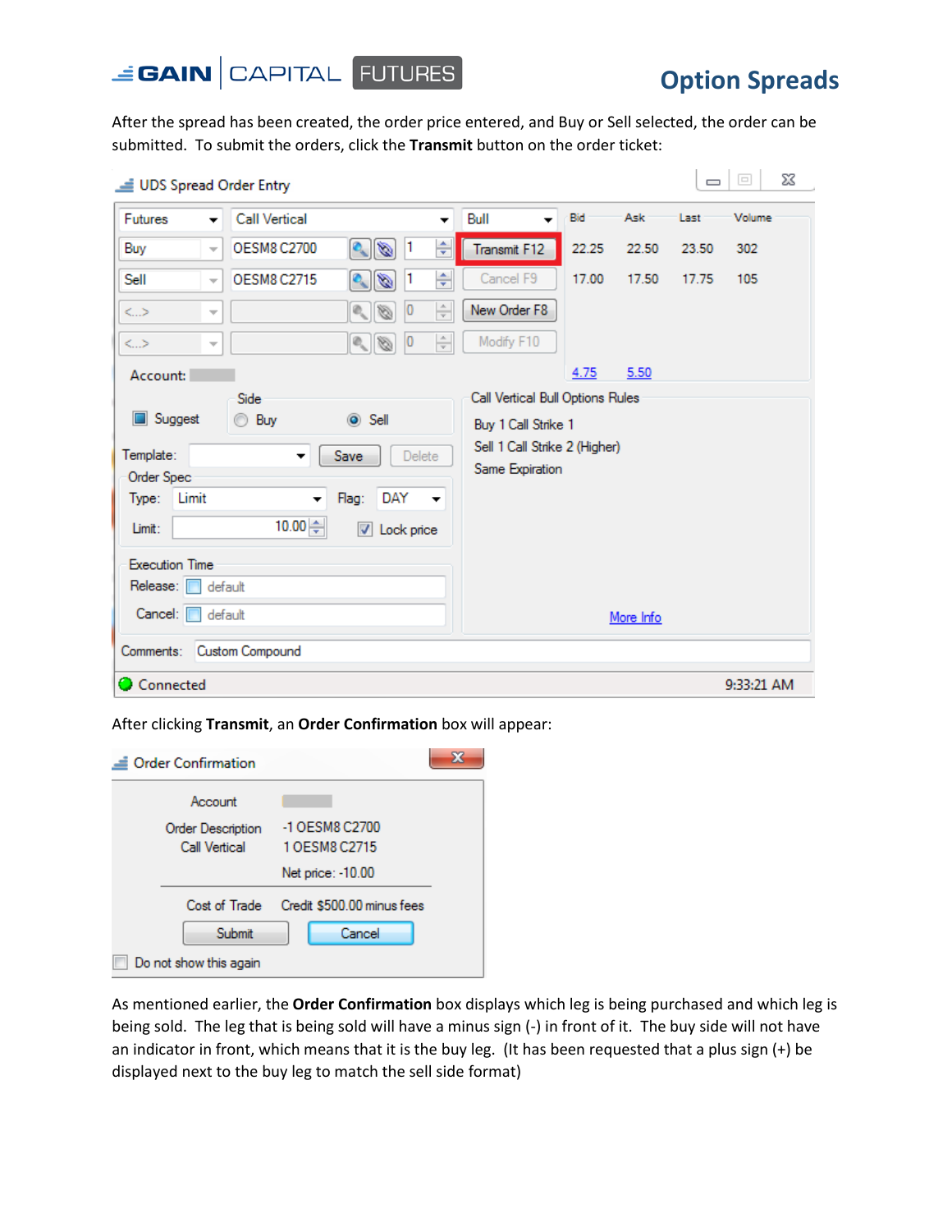# Option Spreads

After the spread has been created, the order price entered, and Buy or Sell selected, the order can be submitted. To submit the orders, click the **Transmit** button on the order ticket:

After clicking **Transmit**, an **Order Confirmation** box will appear:

As mentioned earlier, the **Order Confirmation** box displays which leg is being purchased and which leg is being sold. The leg that is being sold will have a minus sign (-) in front of it. The buy side will not have an indicator in front, which means that it is the buy leg. (It has been requested that a plus sign (+) be displayed next to the buy leg to match the sell side format)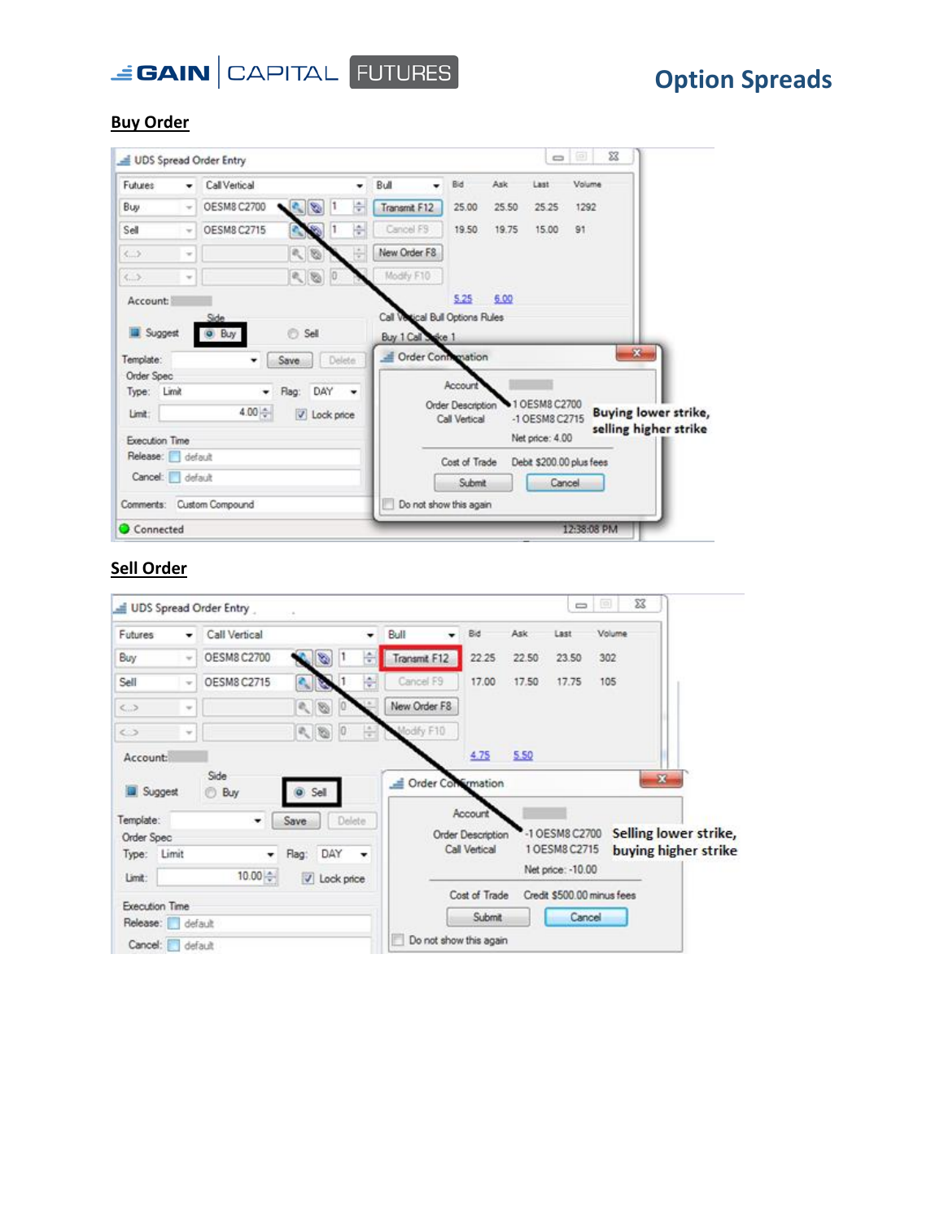## Option Spreads

### Buy Order

UDS Spread Order Entry

| Futures | Call Vertical | | Bull | Bid | Ask | Last | Volume |
|---|---|---|---|---|---|---|---|
| Buy | OESM8 C2700 | 1 | Transmit F12 | 25.00 | 25.50 | 25.25 | 1292 |
| Sell | OESM8 C2715 | 1 | Cancel F9 | 19.50 | 19.75 | 15.00 | 91 |
| <..> | | | New Order F8 | | | | |
| <..> | | 0 | Modify F10 | | | | |

Account:

5.25 6.00

Call Vertical Bull Options Rules

Buy 1 Call Strike 1

Side: Suggest, Buy (selected), Sell

Template: Save Delete

Order Spec

Type: Limit Flag: DAY

Limit: 4.00 Lock price

Execution Time

Release: default

Cancel: default

Comments: Custom Compound

Connected 12:38:08 PM

**Order Confirmation**

Account

Order Description: 1 OESM8 C2700 / -1 OESM8 C2715

Call Vertical

Net price: 4.00

Cost of Trade: Debit $200.00 plus fees

Submit Cancel

Do not show this again

**Buying lower strike, selling higher strike**

### Sell Order

UDS Spread Order Entry

| Futures | Call Vertical | | Bull | Bid | Ask | Last | Volume |
|---|---|---|---|---|---|---|---|
| Buy | OESM8 C2700 | 1 | Transmit F12 | 22.25 | 22.50 | 23.50 | 302 |
| Sell | OESM8 C2715 | 1 | Cancel F9 | 17.00 | 17.50 | 17.75 | 105 |
| <..> | | 0 | New Order F8 | | | | |
| <..> | | 0 | Modify F10 | | | | |

Account:

4.75 5.50

Side: Suggest, Buy, Sell (selected)

Template: Save Delete

Order Spec

Type: Limit Flag: DAY

Limit: 10.00 Lock price

Execution Time

Release: default

Cancel: default

**Order Confirmation**

Account

Order Description: -1 OESM8 C2700 / 1 OESM8 C2715

Call Vertical

Net price: -10.00

Cost of Trade: Credit $500.00 minus fees

Submit Cancel

Do not show this again

**Selling lower strike, buying higher strike**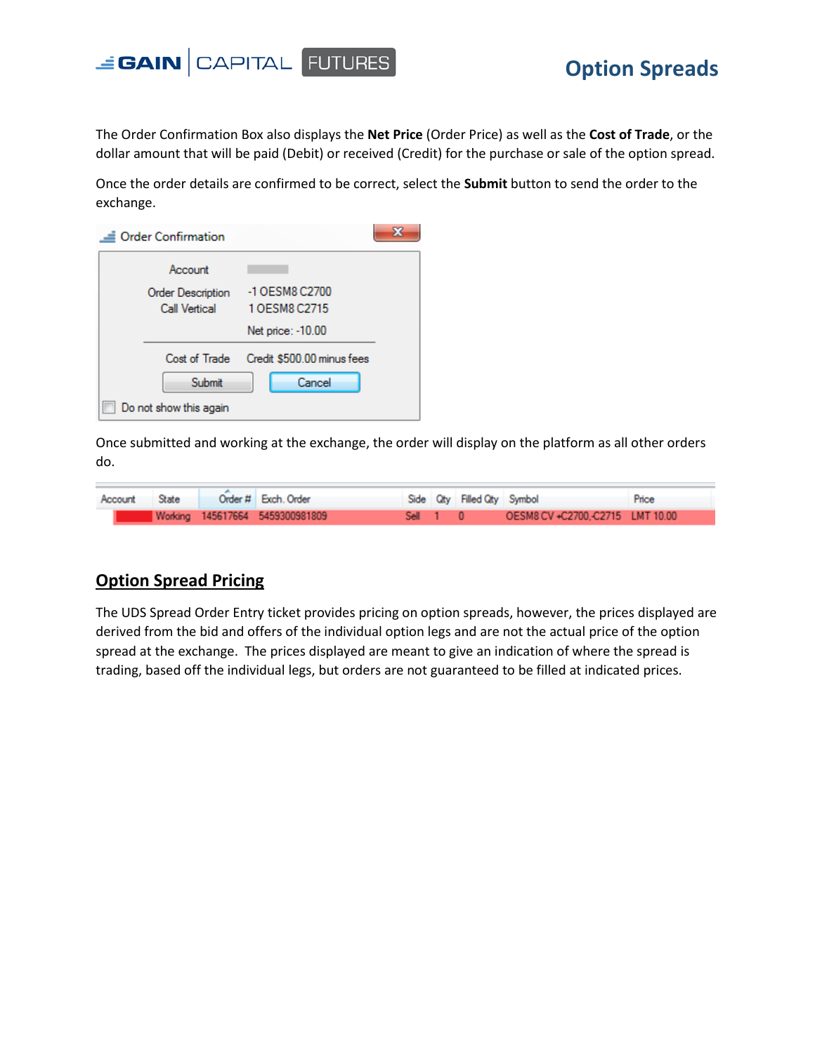The Order Confirmation Box also displays the **Net Price** (Order Price) as well as the **Cost of Trade**, or the dollar amount that will be paid (Debit) or received (Credit) for the purchase or sale of the option spread.

Once the order details are confirmed to be correct, select the **Submit** button to send the order to the exchange.

Once submitted and working at the exchange, the order will display on the platform as all other orders do.

## Option Spread Pricing

The UDS Spread Order Entry ticket provides pricing on option spreads, however, the prices displayed are derived from the bid and offers of the individual option legs and are not the actual price of the option spread at the exchange. The prices displayed are meant to give an indication of where the spread is trading, based off the individual legs, but orders are not guaranteed to be filled at indicated prices.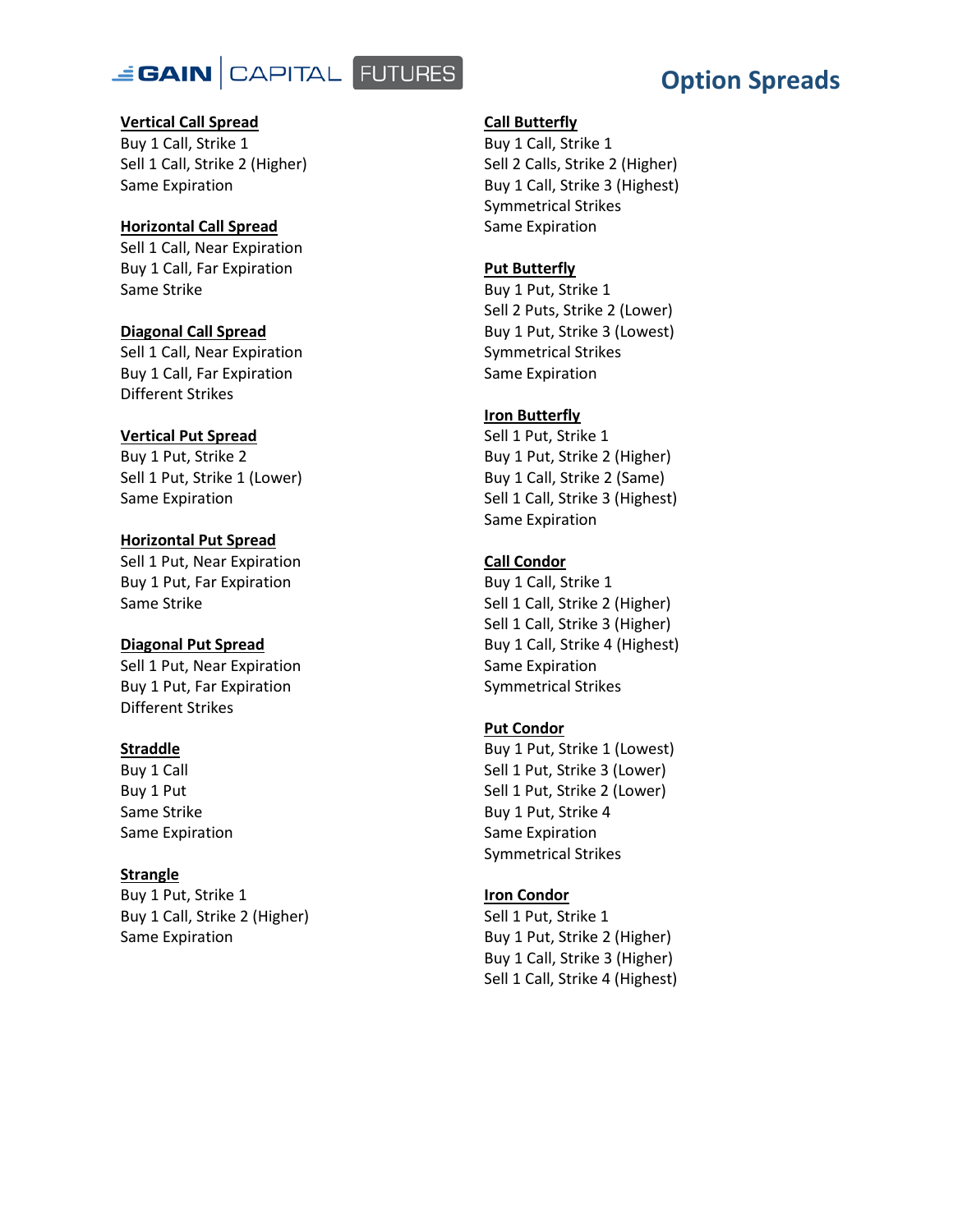# Option Spreads

**Vertical Call Spread**
Buy 1 Call, Strike 1
Sell 1 Call, Strike 2 (Higher)
Same Expiration

**Horizontal Call Spread**
Sell 1 Call, Near Expiration
Buy 1 Call, Far Expiration
Same Strike

**Diagonal Call Spread**
Sell 1 Call, Near Expiration
Buy 1 Call, Far Expiration
Different Strikes

**Vertical Put Spread**
Buy 1 Put, Strike 2
Sell 1 Put, Strike 1 (Lower)
Same Expiration

**Horizontal Put Spread**
Sell 1 Put, Near Expiration
Buy 1 Put, Far Expiration
Same Strike

**Diagonal Put Spread**
Sell 1 Put, Near Expiration
Buy 1 Put, Far Expiration
Different Strikes

**Straddle**
Buy 1 Call
Buy 1 Put
Same Strike
Same Expiration

**Strangle**
Buy 1 Put, Strike 1
Buy 1 Call, Strike 2 (Higher)
Same Expiration

**Call Butterfly**
Buy 1 Call, Strike 1
Sell 2 Calls, Strike 2 (Higher)
Buy 1 Call, Strike 3 (Highest)
Symmetrical Strikes
Same Expiration

**Put Butterfly**
Buy 1 Put, Strike 1
Sell 2 Puts, Strike 2 (Lower)
Buy 1 Put, Strike 3 (Lowest)
Symmetrical Strikes
Same Expiration

**Iron Butterfly**
Sell 1 Put, Strike 1
Buy 1 Put, Strike 2 (Higher)
Buy 1 Call, Strike 2 (Same)
Sell 1 Call, Strike 3 (Highest)
Same Expiration

**Call Condor**
Buy 1 Call, Strike 1
Sell 1 Call, Strike 2 (Higher)
Sell 1 Call, Strike 3 (Higher)
Buy 1 Call, Strike 4 (Highest)
Same Expiration
Symmetrical Strikes

**Put Condor**
Buy 1 Put, Strike 1 (Lowest)
Sell 1 Put, Strike 3 (Lower)
Sell 1 Put, Strike 2 (Lower)
Buy 1 Put, Strike 4
Same Expiration
Symmetrical Strikes

**Iron Condor**
Sell 1 Put, Strike 1
Buy 1 Put, Strike 2 (Higher)
Buy 1 Call, Strike 3 (Higher)
Sell 1 Call, Strike 4 (Highest)